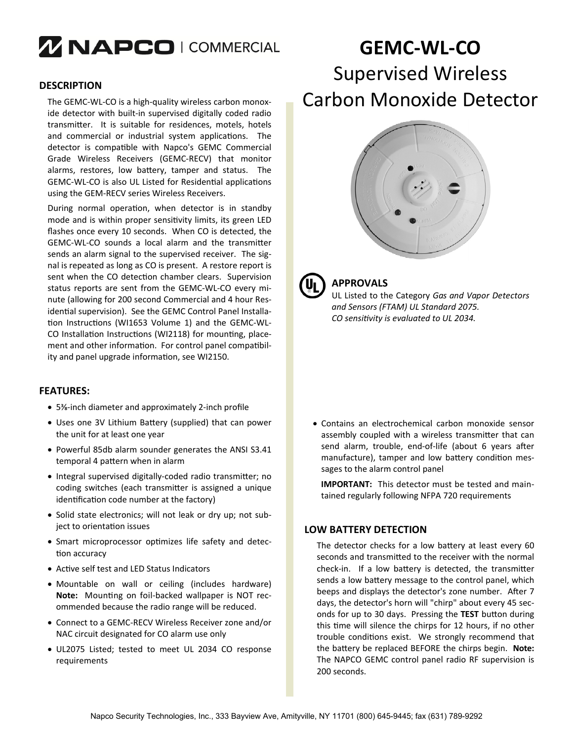NAPCO | COMMERCIAL

# GEMC-WL-CO

## Supervised Wireless Carbon Monoxide Detector

### DESCRIPTION

The GEMC-WL-CO is a high-quality wireless carbon monoxide detector with built-in supervised digitally coded radio transmitter. It is suitable for residences, motels, hotels and commercial or industrial system applications. The detector is compatible with Napco's GEMC Commercial Grade Wireless Receivers (GEMC-RECV) that monitor alarms, restores, low battery, tamper and status. The GEMC-WL-CO is also UL Listed for Residential applications using the GEM-RECV series Wireless Receivers.

During normal operation, when detector is in standby mode and is within proper sensitivity limits, its green LED flashes once every 10 seconds. When CO is detected, the GEMC-WL-CO sounds a local alarm and the transmitter sends an alarm signal to the supervised receiver. The signal is repeated as long as CO is present. A restore report is sent when the CO detection chamber clears. Supervision status reports are sent from the GEMC-WL-CO every minute (allowing for 200 second Commercial and 4 hour Residential supervision). See the GEMC Control Panel Installation Instructions (WI1653 Volume 1) and the GEMC-WL-CO Installation Instructions (WI2118) for mounting, placement and other information. For control panel compatibility and panel upgrade information, see WI2150.

### APPROVALS

UL Listed to the Category *Gas and Vapor Detectors and Sensors (FTAM) UL Standard 2075.*
*CO sensitivity is evaluated to UL 2034.*

### FEATURES:

- 5⅜-inch diameter and approximately 2-inch profile
- Uses one 3V Lithium Battery (supplied) that can power the unit for at least one year
- Powerful 85db alarm sounder generates the ANSI S3.41 temporal 4 pattern when in alarm
- Integral supervised digitally-coded radio transmitter; no coding switches (each transmitter is assigned a unique identification code number at the factory)
- Solid state electronics; will not leak or dry up; not subject to orientation issues
- Smart microprocessor optimizes life safety and detection accuracy
- Active self test and LED Status Indicators
- Mountable on wall or ceiling (includes hardware) **Note:** Mounting on foil-backed wallpaper is NOT recommended because the radio range will be reduced.
- Connect to a GEMC-RECV Wireless Receiver zone and/or NAC circuit designated for CO alarm use only
- UL2075 Listed; tested to meet UL 2034 CO response requirements
- Contains an electrochemical carbon monoxide sensor assembly coupled with a wireless transmitter that can send alarm, trouble, end-of-life (about 6 years after manufacture), tamper and low battery condition messages to the alarm control panel

  **IMPORTANT:** This detector must be tested and maintained regularly following NFPA 720 requirements

### LOW BATTERY DETECTION

The detector checks for a low battery at least every 60 seconds and transmitted to the receiver with the normal check-in. If a low battery is detected, the transmitter sends a low battery message to the control panel, which beeps and displays the detector's zone number. After 7 days, the detector's horn will "chirp" about every 45 seconds for up to 30 days. Pressing the **TEST** button during this time will silence the chirps for 12 hours, if no other trouble conditions exist. We strongly recommend that the battery be replaced BEFORE the chirps begin. **Note:** The NAPCO GEMC control panel radio RF supervision is 200 seconds.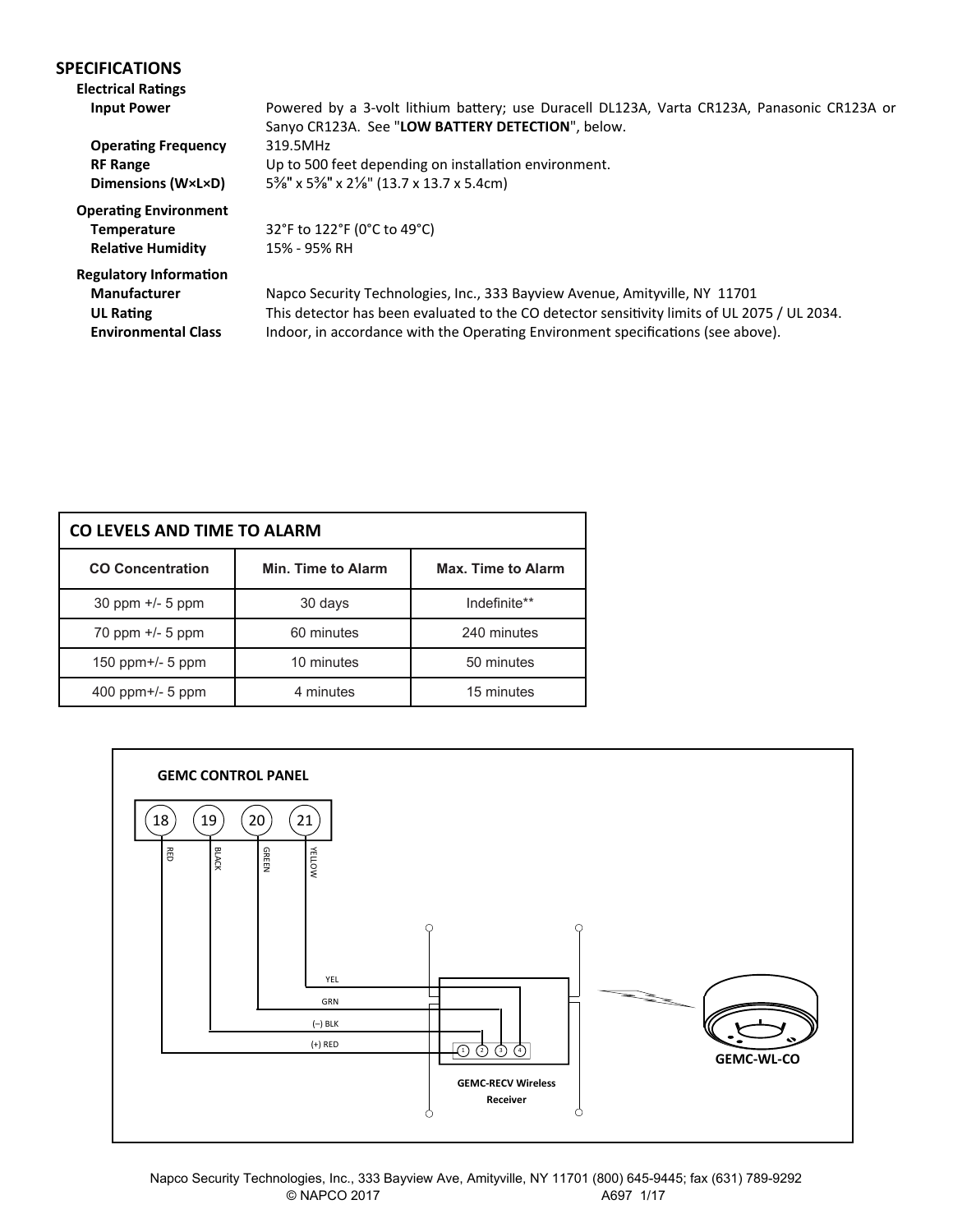## SPECIFICATIONS

**Electrical Ratings**

**Input Power** Powered by a 3-volt lithium battery; use Duracell DL123A, Varta CR123A, Panasonic CR123A or Sanyo CR123A. See "**LOW BATTERY DETECTION**", below.

**Operating Frequency** 319.5MHz

**RF Range** Up to 500 feet depending on installation environment.

**Dimensions (W×L×D)** 5⅜" x 5⅜" x 2⅛" (13.7 x 13.7 x 5.4cm)

**Operating Environment**

**Temperature** 32°F to 122°F (0°C to 49°C)

**Relative Humidity** 15% - 95% RH

**Regulatory Information**

**Manufacturer** Napco Security Technologies, Inc., 333 Bayview Avenue, Amityville, NY 11701

**UL Rating** This detector has been evaluated to the CO detector sensitivity limits of UL 2075 / UL 2034.

**Environmental Class** Indoor, in accordance with the Operating Environment specifications (see above).

**CO LEVELS AND TIME TO ALARM**

| CO Concentration | Min. Time to Alarm | Max. Time to Alarm |
|---|---|---|
| 30 ppm +/- 5 ppm | 30 days | Indefinite** |
| 70 ppm +/- 5 ppm | 60 minutes | 240 minutes |
| 150 ppm+/- 5 ppm | 10 minutes | 50 minutes |
| 400 ppm+/- 5 ppm | 4 minutes | 15 minutes |

GEMC CONTROL PANEL

18 19 20 21

RED BLACK GREEN YELLOW

YEL

GRN

(–) BLK

(+) RED

1 2 3 4

GEMC-RECV Wireless Receiver

GEMC-WL-CO

Napco Security Technologies, Inc., 333 Bayview Ave, Amityville, NY 11701 (800) 645-9445; fax (631) 789-9292
© NAPCO 2017 A697 1/17